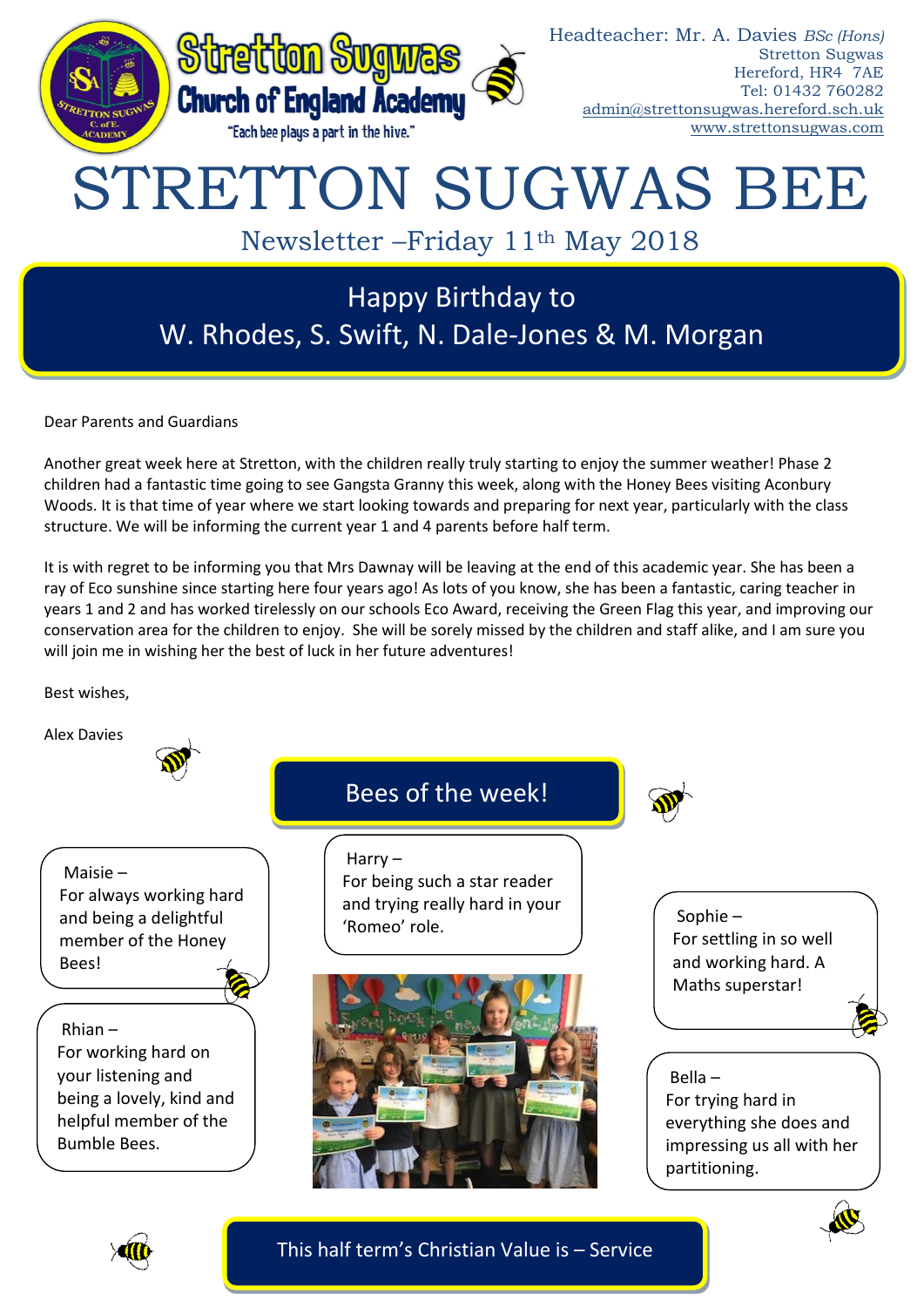Stretton Sugwas
Church of England Academy
"Each bee plays a part in the hive."

Headteacher: Mr. A. Davies *BSc (Hons)*
Stretton Sugwas
Hereford, HR4 7AE
Tel: 01432 760282
admin@strettonsugwas.hereford.sch.uk
www.strettonsugwas.com

# STRETTON SUGWAS BEE

Newsletter –Friday 11th May 2018

## Happy Birthday to W. Rhodes, S. Swift, N. Dale-Jones & M. Morgan

Dear Parents and Guardians

Another great week here at Stretton, with the children really truly starting to enjoy the summer weather! Phase 2 children had a fantastic time going to see Gangsta Granny this week, along with the Honey Bees visiting Aconbury Woods. It is that time of year where we start looking towards and preparing for next year, particularly with the class structure. We will be informing the current year 1 and 4 parents before half term.

It is with regret to be informing you that Mrs Dawnay will be leaving at the end of this academic year. She has been a ray of Eco sunshine since starting here four years ago! As lots of you know, she has been a fantastic, caring teacher in years 1 and 2 and has worked tirelessly on our schools Eco Award, receiving the Green Flag this year, and improving our conservation area for the children to enjoy. She will be sorely missed by the children and staff alike, and I am sure you will join me in wishing her the best of luck in her future adventures!

Best wishes,

Alex Davies

## Bees of the week!

Maisie – For always working hard and being a delightful member of the Honey Bees!

Rhian – For working hard on your listening and being a lovely, kind and helpful member of the Bumble Bees.

Harry – For being such a star reader and trying really hard in your 'Romeo' role.

Sophie – For settling in so well and working hard. A Maths superstar!

Bella – For trying hard in everything she does and impressing us all with her partitioning.

## This half term's Christian Value is – Service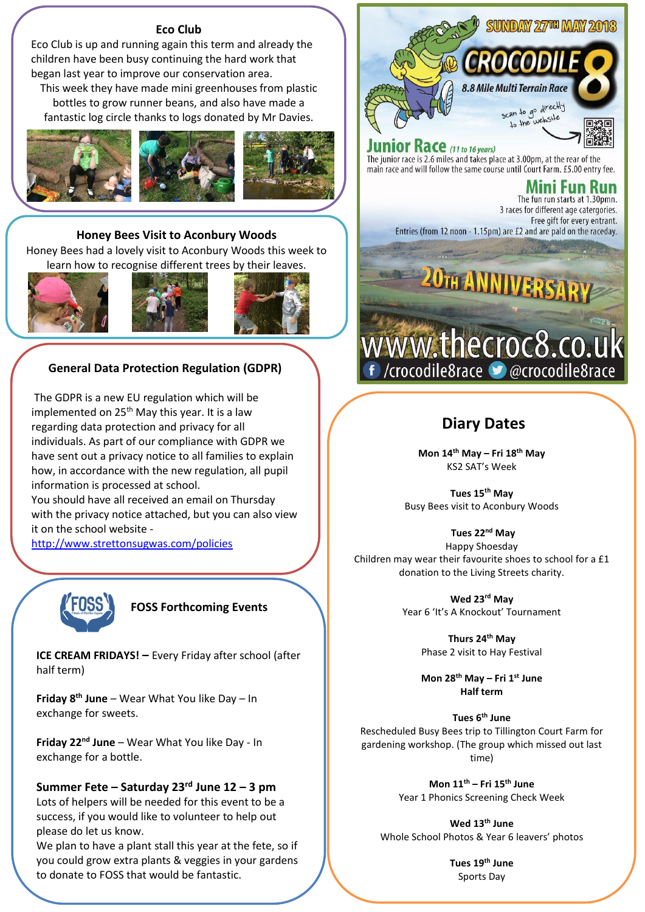## Eco Club

Eco Club is up and running again this term and already the children have been busy continuing the hard work that began last year to improve our conservation area.

This week they have made mini greenhouses from plastic bottles to grow runner beans, and also have made a fantastic log circle thanks to logs donated by Mr Davies.

## Honey Bees Visit to Aconbury Woods

Honey Bees had a lovely visit to Aconbury Woods this week to learn how to recognise different trees by their leaves.

## General Data Protection Regulation (GDPR)

The GDPR is a new EU regulation which will be implemented on 25th May this year. It is a law regarding data protection and privacy for all individuals. As part of our compliance with GDPR we have sent out a privacy notice to all families to explain how, in accordance with the new regulation, all pupil information is processed at school.

You should have all received an email on Thursday with the privacy notice attached, but you can also view it on the school website - http://www.strettonsugwas.com/policies

## FOSS Forthcoming Events

**ICE CREAM FRIDAYS! –** Every Friday after school (after half term)

**Friday 8th June** – Wear What You like Day – In exchange for sweets.

**Friday 22nd June** – Wear What You like Day - In exchange for a bottle.

**Summer Fete – Saturday 23rd June 12 – 3 pm**

Lots of helpers will be needed for this event to be a success, if you would like to volunteer to help out please do let us know.

We plan to have a plant stall this year at the fete, so if you could grow extra plants & veggies in your gardens to donate to FOSS that would be fantastic.

## SUNDAY 27TH MAY 2018

# CROCODILE 8

**8.8 Mile Multi Terrain Race**

Scan to go directly to the website

**Junior Race** (11 to 16 years)

The junior race is 2.6 miles and takes place at 3.00pm, at the rear of the main race and will follow the same course until Court Farm. £5.00 entry fee.

**Mini Fun Run**

The fun run starts at 1.30pmn.
3 races for different age catergories.
Free gift for every entrant.
Entries (from 12 noon - 1.15pm) are £2 and are paid on the raceday.

**20TH ANNIVERSARY**

www.thecroc8.co.uk

/crocodile8race @crocodile8race

## Diary Dates

**Mon 14th May – Fri 18th May**
KS2 SAT's Week

**Tues 15th May**
Busy Bees visit to Aconbury Woods

**Tues 22nd May**
Happy Shoesday
Children may wear their favourite shoes to school for a £1 donation to the Living Streets charity.

**Wed 23rd May**
Year 6 'It's A Knockout' Tournament

**Thurs 24th May**
Phase 2 visit to Hay Festival

**Mon 28th May – Fri 1st June**
**Half term**

**Tues 6th June**
Rescheduled Busy Bees trip to Tillington Court Farm for gardening workshop. (The group which missed out last time)

**Mon 11th – Fri 15th June**
Year 1 Phonics Screening Check Week

**Wed 13th June**
Whole School Photos & Year 6 leavers' photos

**Tues 19th June**
Sports Day